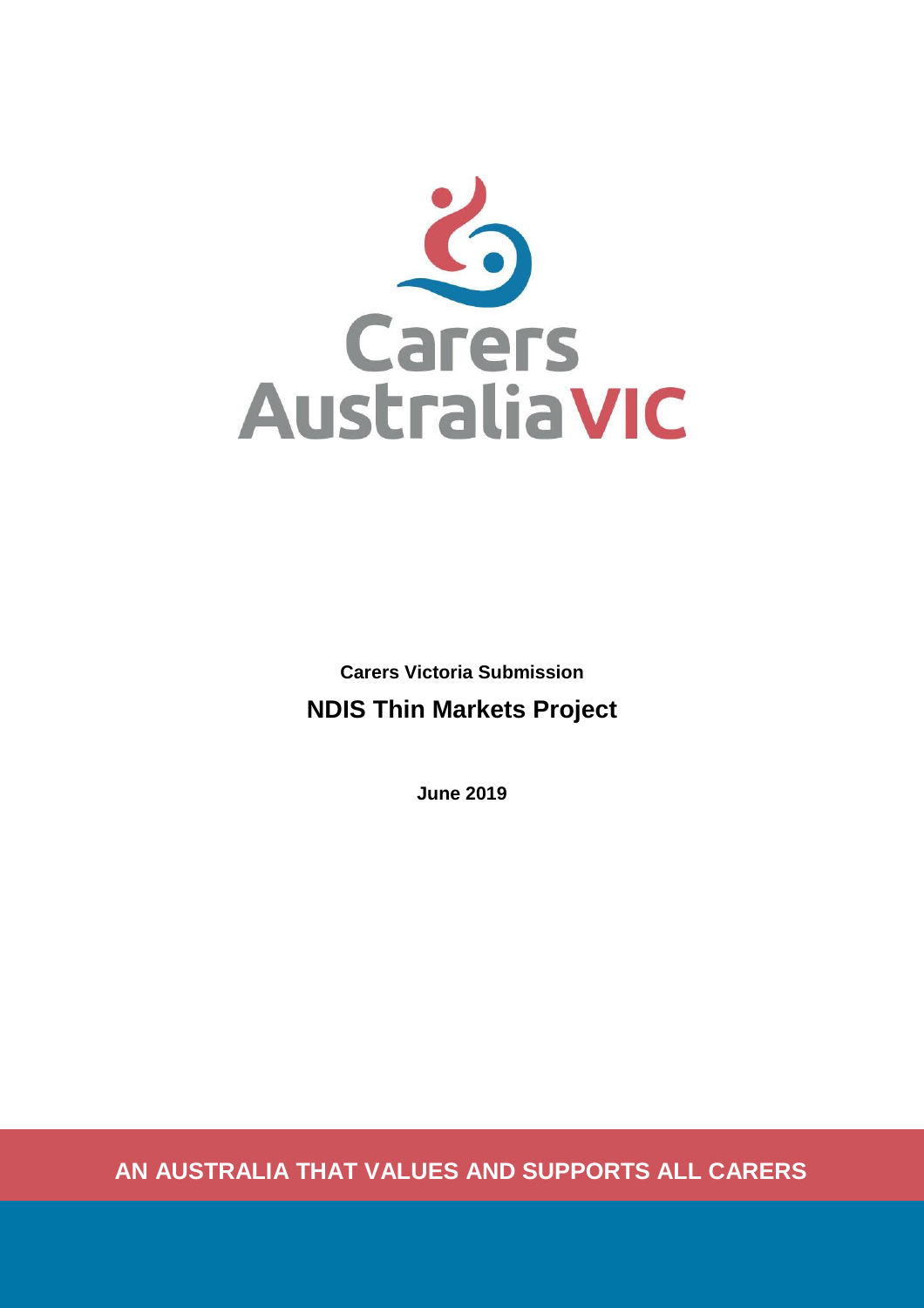Carers Australia VIC

**Carers Victoria Submission**

# NDIS Thin Markets Project

**June 2019**

**AN AUSTRALIA THAT VALUES AND SUPPORTS ALL CARERS**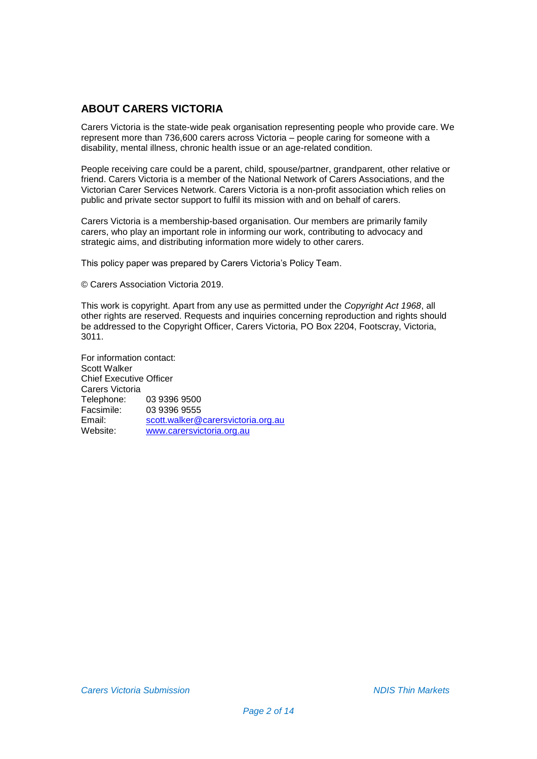## ABOUT CARERS VICTORIA

Carers Victoria is the state-wide peak organisation representing people who provide care. We represent more than 736,600 carers across Victoria – people caring for someone with a disability, mental illness, chronic health issue or an age-related condition.

People receiving care could be a parent, child, spouse/partner, grandparent, other relative or friend. Carers Victoria is a member of the National Network of Carers Associations, and the Victorian Carer Services Network. Carers Victoria is a non-profit association which relies on public and private sector support to fulfil its mission with and on behalf of carers.

Carers Victoria is a membership-based organisation. Our members are primarily family carers, who play an important role in informing our work, contributing to advocacy and strategic aims, and distributing information more widely to other carers.

This policy paper was prepared by Carers Victoria's Policy Team.

© Carers Association Victoria 2019.

This work is copyright. Apart from any use as permitted under the *Copyright Act 1968*, all other rights are reserved. Requests and inquiries concerning reproduction and rights should be addressed to the Copyright Officer, Carers Victoria, PO Box 2204, Footscray, Victoria, 3011.

For information contact:
Scott Walker
Chief Executive Officer
Carers Victoria
Telephone: 03 9396 9500
Facsimile: 03 9396 9555
Email: scott.walker@carersvictoria.org.au
Website: www.carersvictoria.org.au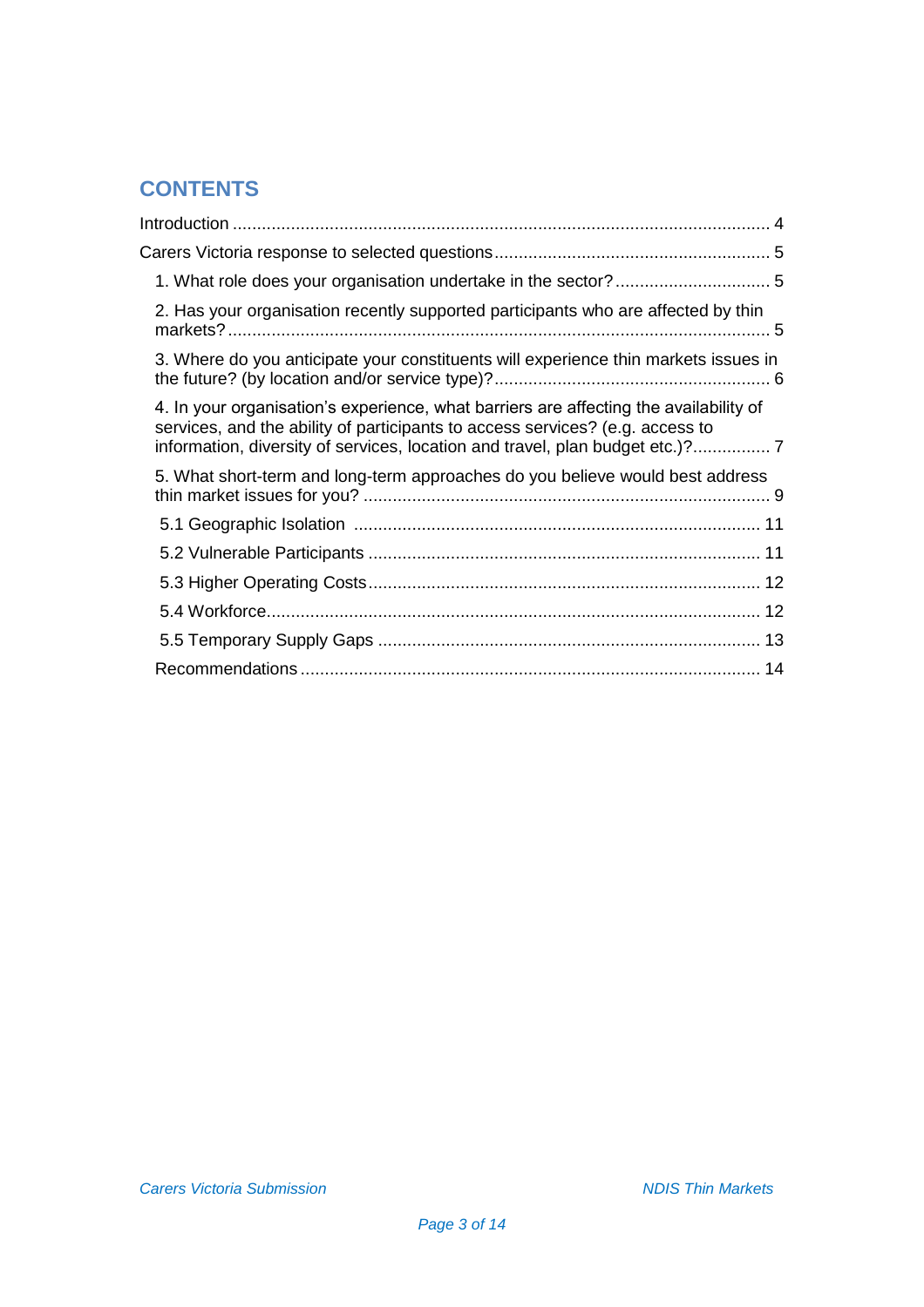## CONTENTS

Introduction .......... 4

Carers Victoria response to selected questions .......... 5

- 1. What role does your organisation undertake in the sector? .......... 5
- 2. Has your organisation recently supported participants who are affected by thin markets? .......... 5
- 3. Where do you anticipate your constituents will experience thin markets issues in the future? (by location and/or service type)? .......... 6
- 4. In your organisation's experience, what barriers are affecting the availability of services, and the ability of participants to access services? (e.g. access to information, diversity of services, location and travel, plan budget etc.)? .......... 7
- 5. What short-term and long-term approaches do you believe would best address thin market issues for you? .......... 9
  - 5.1 Geographic Isolation .......... 11
  - 5.2 Vulnerable Participants .......... 11
  - 5.3 Higher Operating Costs .......... 12
  - 5.4 Workforce .......... 12
  - 5.5 Temporary Supply Gaps .......... 13
- Recommendations .......... 14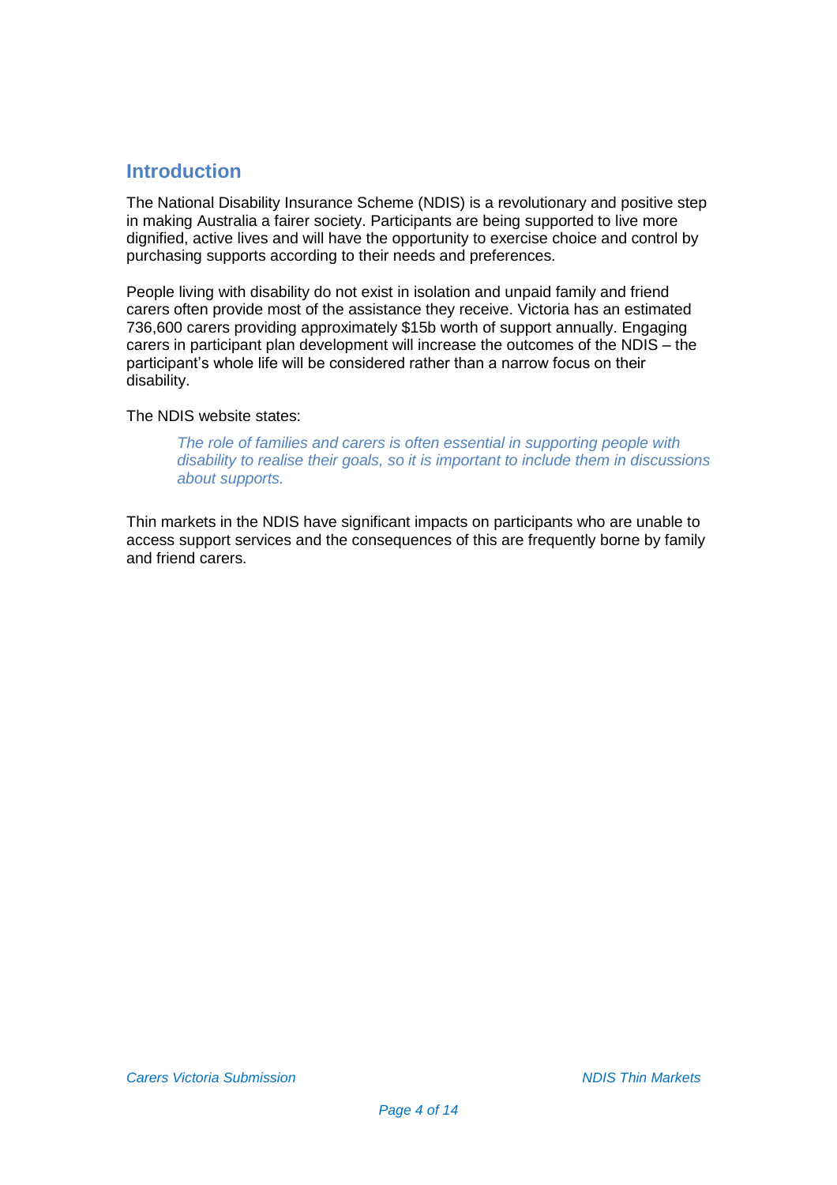## Introduction

The National Disability Insurance Scheme (NDIS) is a revolutionary and positive step in making Australia a fairer society. Participants are being supported to live more dignified, active lives and will have the opportunity to exercise choice and control by purchasing supports according to their needs and preferences.

People living with disability do not exist in isolation and unpaid family and friend carers often provide most of the assistance they receive. Victoria has an estimated 736,600 carers providing approximately $15b worth of support annually. Engaging carers in participant plan development will increase the outcomes of the NDIS – the participant's whole life will be considered rather than a narrow focus on their disability.

The NDIS website states:

> *The role of families and carers is often essential in supporting people with disability to realise their goals, so it is important to include them in discussions about supports.*

Thin markets in the NDIS have significant impacts on participants who are unable to access support services and the consequences of this are frequently borne by family and friend carers.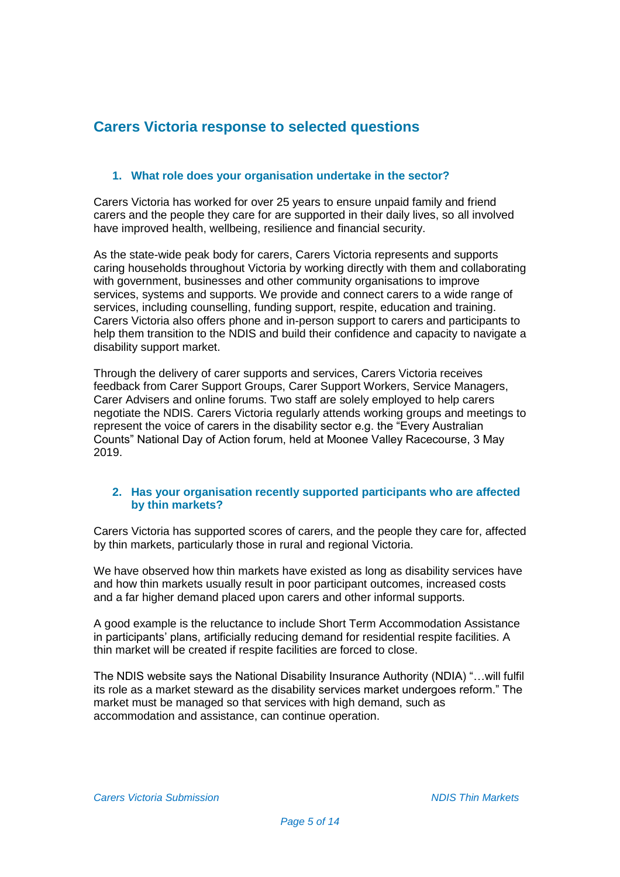## Carers Victoria response to selected questions

### 1. What role does your organisation undertake in the sector?

Carers Victoria has worked for over 25 years to ensure unpaid family and friend carers and the people they care for are supported in their daily lives, so all involved have improved health, wellbeing, resilience and financial security.

As the state-wide peak body for carers, Carers Victoria represents and supports caring households throughout Victoria by working directly with them and collaborating with government, businesses and other community organisations to improve services, systems and supports. We provide and connect carers to a wide range of services, including counselling, funding support, respite, education and training. Carers Victoria also offers phone and in-person support to carers and participants to help them transition to the NDIS and build their confidence and capacity to navigate a disability support market.

Through the delivery of carer supports and services, Carers Victoria receives feedback from Carer Support Groups, Carer Support Workers, Service Managers, Carer Advisers and online forums. Two staff are solely employed to help carers negotiate the NDIS. Carers Victoria regularly attends working groups and meetings to represent the voice of carers in the disability sector e.g. the "Every Australian Counts" National Day of Action forum, held at Moonee Valley Racecourse, 3 May 2019.

### 2. Has your organisation recently supported participants who are affected by thin markets?

Carers Victoria has supported scores of carers, and the people they care for, affected by thin markets, particularly those in rural and regional Victoria.

We have observed how thin markets have existed as long as disability services have and how thin markets usually result in poor participant outcomes, increased costs and a far higher demand placed upon carers and other informal supports.

A good example is the reluctance to include Short Term Accommodation Assistance in participants' plans, artificially reducing demand for residential respite facilities. A thin market will be created if respite facilities are forced to close.

The NDIS website says the National Disability Insurance Authority (NDIA) "…will fulfil its role as a market steward as the disability services market undergoes reform." The market must be managed so that services with high demand, such as accommodation and assistance, can continue operation.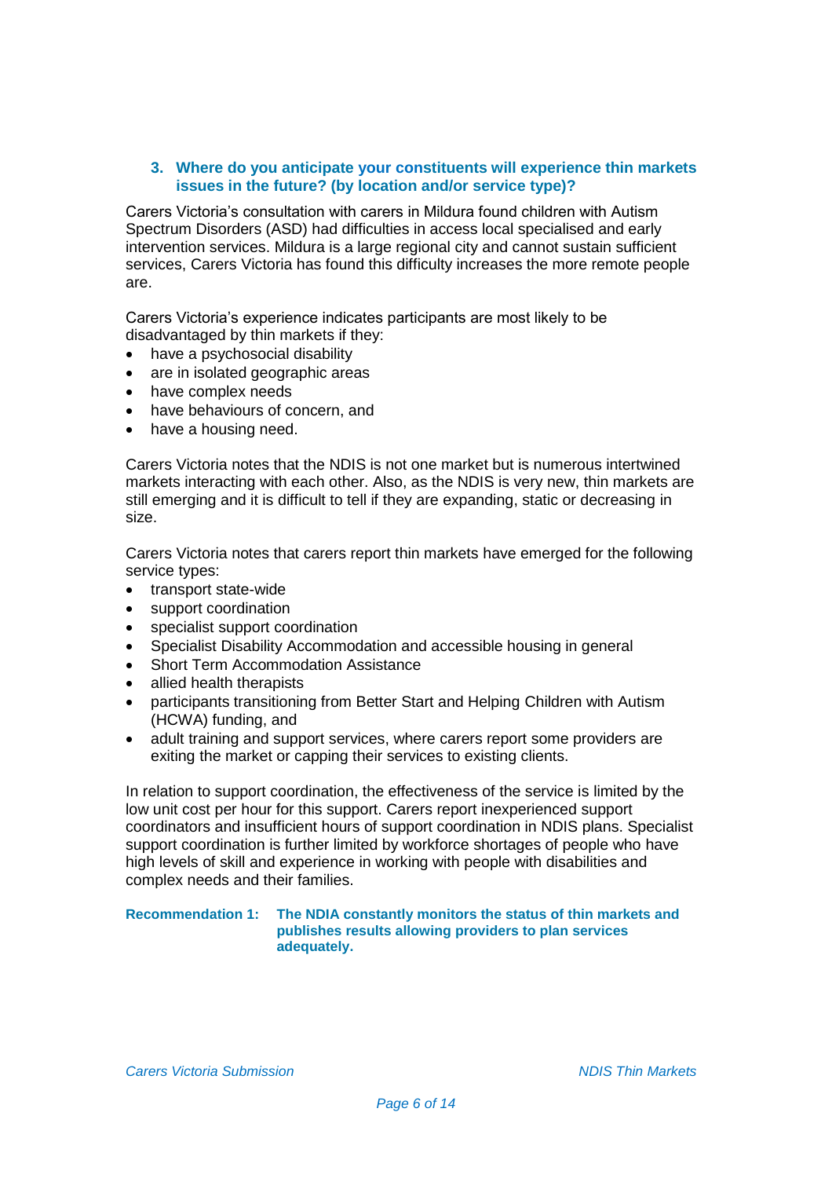### 3. Where do you anticipate your constituents will experience thin markets issues in the future? (by location and/or service type)?

Carers Victoria's consultation with carers in Mildura found children with Autism Spectrum Disorders (ASD) had difficulties in access local specialised and early intervention services. Mildura is a large regional city and cannot sustain sufficient services, Carers Victoria has found this difficulty increases the more remote people are.

Carers Victoria's experience indicates participants are most likely to be disadvantaged by thin markets if they:

- have a psychosocial disability
- are in isolated geographic areas
- have complex needs
- have behaviours of concern, and
- have a housing need.

Carers Victoria notes that the NDIS is not one market but is numerous intertwined markets interacting with each other. Also, as the NDIS is very new, thin markets are still emerging and it is difficult to tell if they are expanding, static or decreasing in size.

Carers Victoria notes that carers report thin markets have emerged for the following service types:

- transport state-wide
- support coordination
- specialist support coordination
- Specialist Disability Accommodation and accessible housing in general
- Short Term Accommodation Assistance
- allied health therapists
- participants transitioning from Better Start and Helping Children with Autism (HCWA) funding, and
- adult training and support services, where carers report some providers are exiting the market or capping their services to existing clients.

In relation to support coordination, the effectiveness of the service is limited by the low unit cost per hour for this support. Carers report inexperienced support coordinators and insufficient hours of support coordination in NDIS plans. Specialist support coordination is further limited by workforce shortages of people who have high levels of skill and experience in working with people with disabilities and complex needs and their families.

**Recommendation 1: The NDIA constantly monitors the status of thin markets and publishes results allowing providers to plan services adequately.**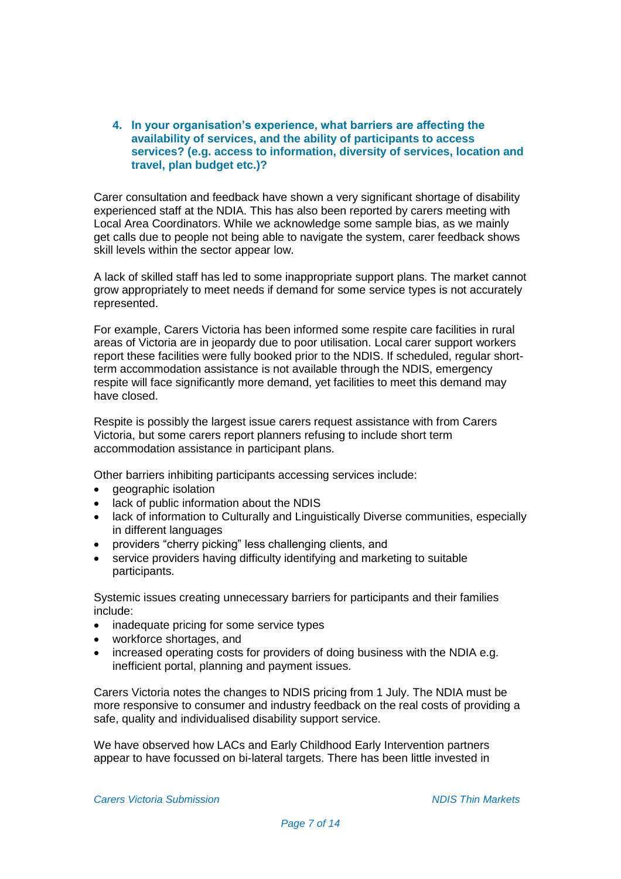### 4. In your organisation's experience, what barriers are affecting the availability of services, and the ability of participants to access services? (e.g. access to information, diversity of services, location and travel, plan budget etc.)?

Carer consultation and feedback have shown a very significant shortage of disability experienced staff at the NDIA. This has also been reported by carers meeting with Local Area Coordinators. While we acknowledge some sample bias, as we mainly get calls due to people not being able to navigate the system, carer feedback shows skill levels within the sector appear low.

A lack of skilled staff has led to some inappropriate support plans. The market cannot grow appropriately to meet needs if demand for some service types is not accurately represented.

For example, Carers Victoria has been informed some respite care facilities in rural areas of Victoria are in jeopardy due to poor utilisation. Local carer support workers report these facilities were fully booked prior to the NDIS. If scheduled, regular short-term accommodation assistance is not available through the NDIS, emergency respite will face significantly more demand, yet facilities to meet this demand may have closed.

Respite is possibly the largest issue carers request assistance with from Carers Victoria, but some carers report planners refusing to include short term accommodation assistance in participant plans.

Other barriers inhibiting participants accessing services include:

- geographic isolation
- lack of public information about the NDIS
- lack of information to Culturally and Linguistically Diverse communities, especially in different languages
- providers "cherry picking" less challenging clients, and
- service providers having difficulty identifying and marketing to suitable participants.

Systemic issues creating unnecessary barriers for participants and their families include:

- inadequate pricing for some service types
- workforce shortages, and
- increased operating costs for providers of doing business with the NDIA e.g. inefficient portal, planning and payment issues.

Carers Victoria notes the changes to NDIS pricing from 1 July. The NDIA must be more responsive to consumer and industry feedback on the real costs of providing a safe, quality and individualised disability support service.

We have observed how LACs and Early Childhood Early Intervention partners appear to have focussed on bi-lateral targets. There has been little invested in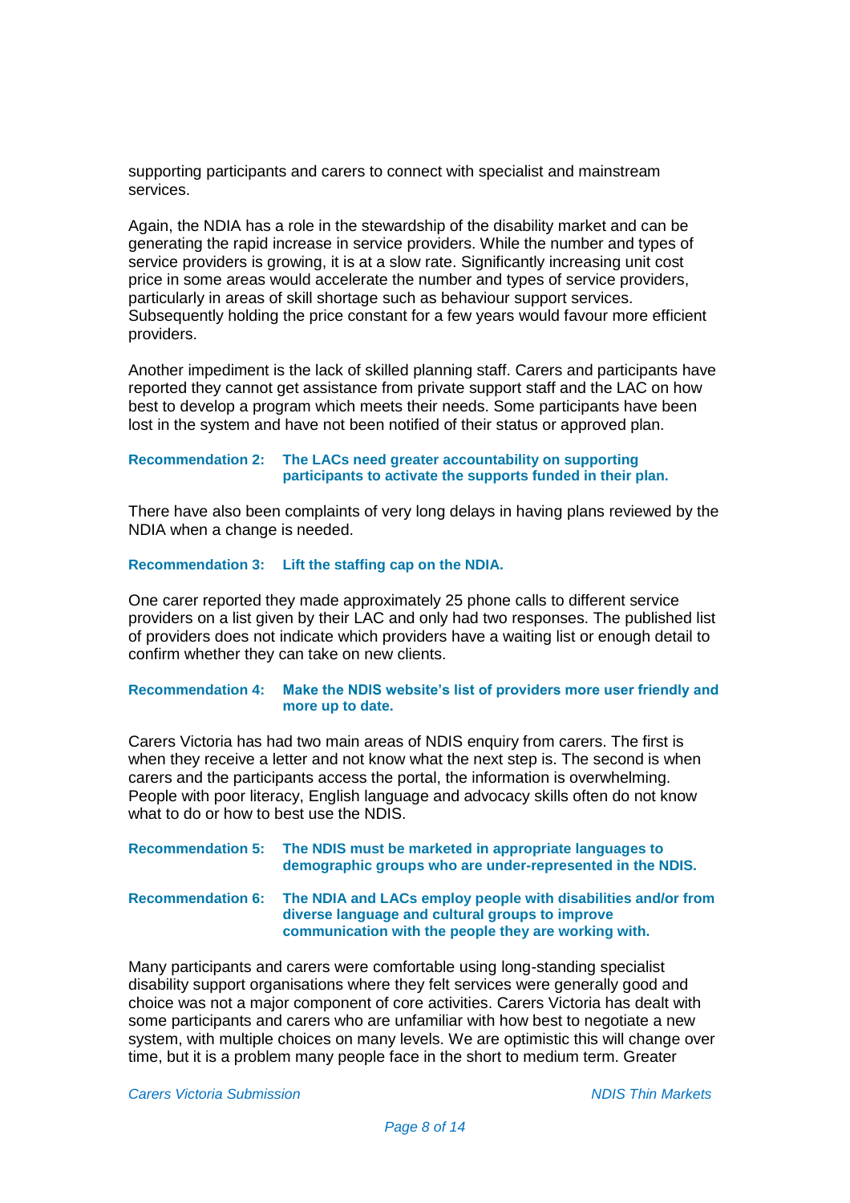supporting participants and carers to connect with specialist and mainstream services.

Again, the NDIA has a role in the stewardship of the disability market and can be generating the rapid increase in service providers. While the number and types of service providers is growing, it is at a slow rate. Significantly increasing unit cost price in some areas would accelerate the number and types of service providers, particularly in areas of skill shortage such as behaviour support services. Subsequently holding the price constant for a few years would favour more efficient providers.

Another impediment is the lack of skilled planning staff. Carers and participants have reported they cannot get assistance from private support staff and the LAC on how best to develop a program which meets their needs. Some participants have been lost in the system and have not been notified of their status or approved plan.

**Recommendation 2: The LACs need greater accountability on supporting participants to activate the supports funded in their plan.**

There have also been complaints of very long delays in having plans reviewed by the NDIA when a change is needed.

**Recommendation 3: Lift the staffing cap on the NDIA.**

One carer reported they made approximately 25 phone calls to different service providers on a list given by their LAC and only had two responses. The published list of providers does not indicate which providers have a waiting list or enough detail to confirm whether they can take on new clients.

**Recommendation 4: Make the NDIS website's list of providers more user friendly and more up to date.**

Carers Victoria has had two main areas of NDIS enquiry from carers. The first is when they receive a letter and not know what the next step is. The second is when carers and the participants access the portal, the information is overwhelming. People with poor literacy, English language and advocacy skills often do not know what to do or how to best use the NDIS.

**Recommendation 5: The NDIS must be marketed in appropriate languages to demographic groups who are under-represented in the NDIS.**

**Recommendation 6: The NDIA and LACs employ people with disabilities and/or from diverse language and cultural groups to improve communication with the people they are working with.**

Many participants and carers were comfortable using long-standing specialist disability support organisations where they felt services were generally good and choice was not a major component of core activities. Carers Victoria has dealt with some participants and carers who are unfamiliar with how best to negotiate a new system, with multiple choices on many levels. We are optimistic this will change over time, but it is a problem many people face in the short to medium term. Greater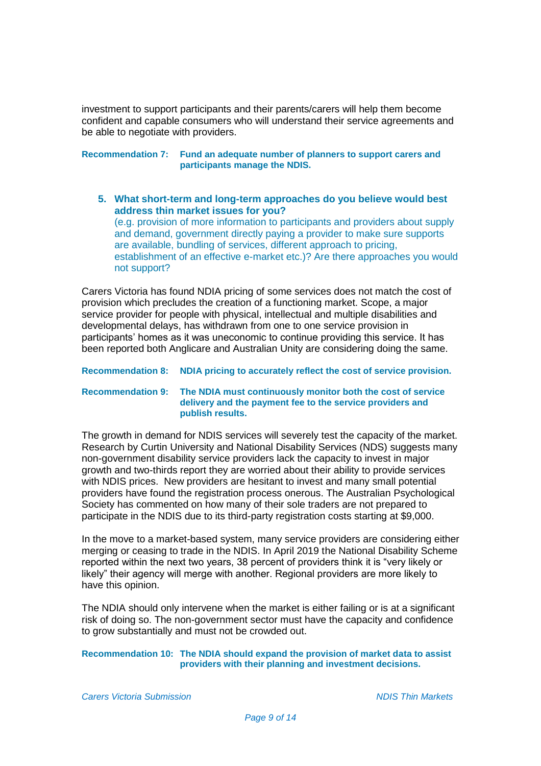investment to support participants and their parents/carers will help them become confident and capable consumers who will understand their service agreements and be able to negotiate with providers.

**Recommendation 7: Fund an adequate number of planners to support carers and participants manage the NDIS.**

### 5. What short-term and long-term approaches do you believe would best address thin market issues for you?

(e.g. provision of more information to participants and providers about supply and demand, government directly paying a provider to make sure supports are available, bundling of services, different approach to pricing, establishment of an effective e-market etc.)? Are there approaches you would not support?

Carers Victoria has found NDIA pricing of some services does not match the cost of provision which precludes the creation of a functioning market. Scope, a major service provider for people with physical, intellectual and multiple disabilities and developmental delays, has withdrawn from one to one service provision in participants' homes as it was uneconomic to continue providing this service. It has been reported both Anglicare and Australian Unity are considering doing the same.

**Recommendation 8: NDIA pricing to accurately reflect the cost of service provision.**

**Recommendation 9: The NDIA must continuously monitor both the cost of service delivery and the payment fee to the service providers and publish results.**

The growth in demand for NDIS services will severely test the capacity of the market. Research by Curtin University and National Disability Services (NDS) suggests many non-government disability service providers lack the capacity to invest in major growth and two-thirds report they are worried about their ability to provide services with NDIS prices. New providers are hesitant to invest and many small potential providers have found the registration process onerous. The Australian Psychological Society has commented on how many of their sole traders are not prepared to participate in the NDIS due to its third-party registration costs starting at $9,000.

In the move to a market-based system, many service providers are considering either merging or ceasing to trade in the NDIS. In April 2019 the National Disability Scheme reported within the next two years, 38 percent of providers think it is "very likely or likely" their agency will merge with another. Regional providers are more likely to have this opinion.

The NDIA should only intervene when the market is either failing or is at a significant risk of doing so. The non-government sector must have the capacity and confidence to grow substantially and must not be crowded out.

**Recommendation 10: The NDIA should expand the provision of market data to assist providers with their planning and investment decisions.**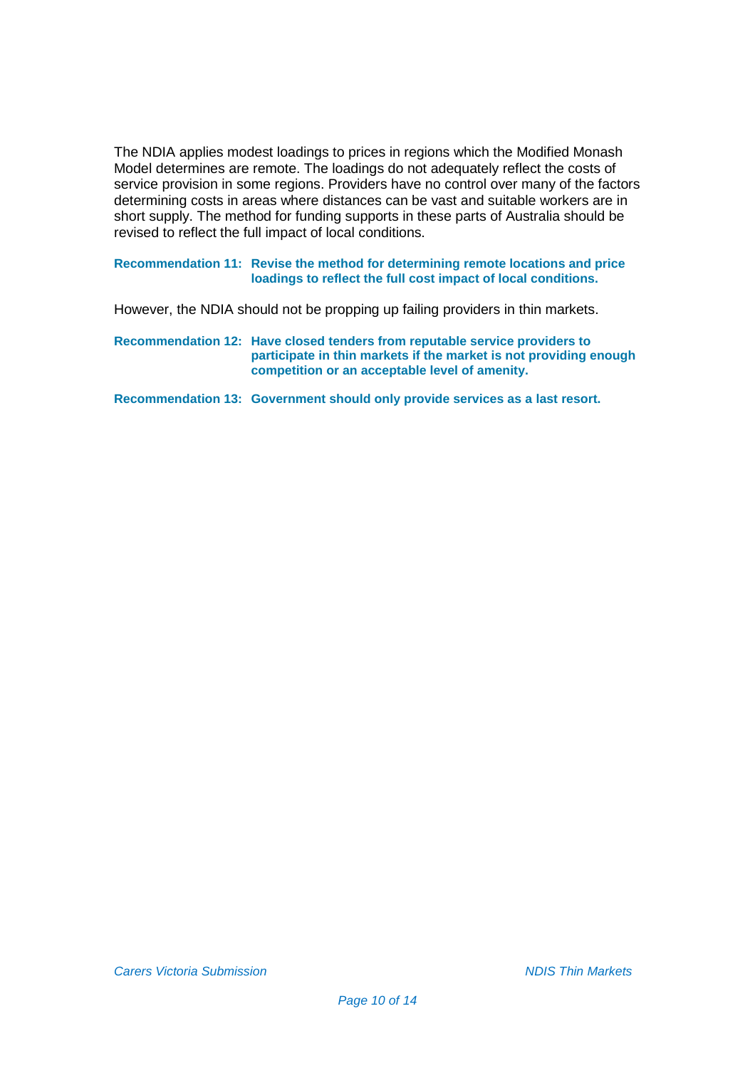The NDIA applies modest loadings to prices in regions which the Modified Monash Model determines are remote. The loadings do not adequately reflect the costs of service provision in some regions. Providers have no control over many of the factors determining costs in areas where distances can be vast and suitable workers are in short supply. The method for funding supports in these parts of Australia should be revised to reflect the full impact of local conditions.

**Recommendation 11: Revise the method for determining remote locations and price loadings to reflect the full cost impact of local conditions.**

However, the NDIA should not be propping up failing providers in thin markets.

**Recommendation 12: Have closed tenders from reputable service providers to participate in thin markets if the market is not providing enough competition or an acceptable level of amenity.**

**Recommendation 13: Government should only provide services as a last resort.**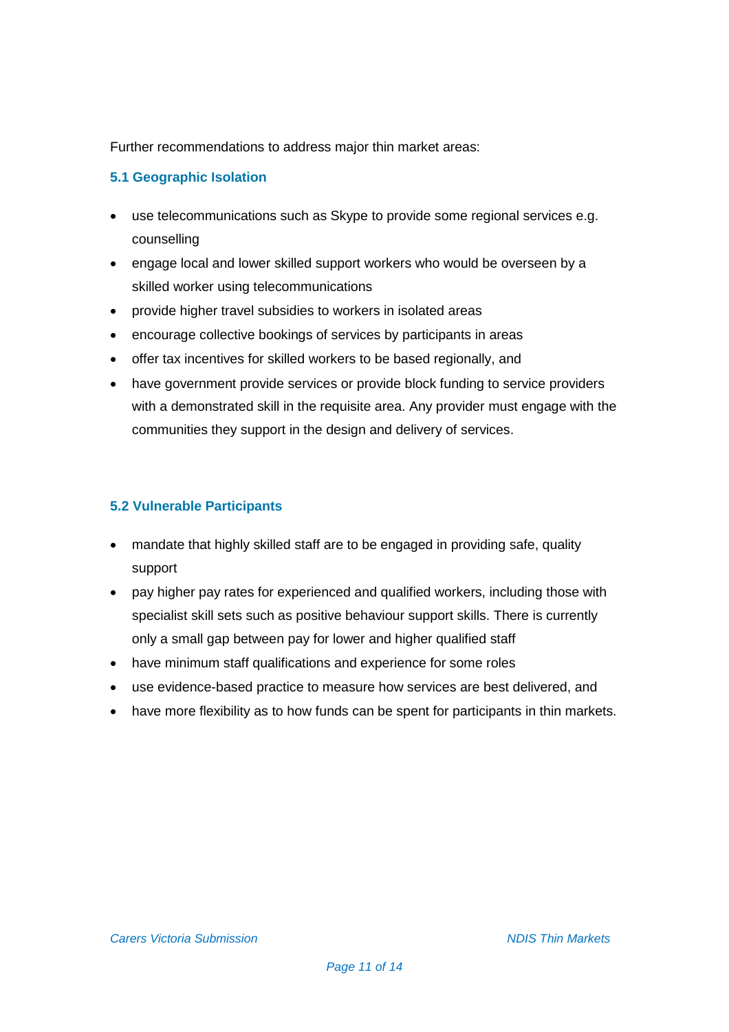Further recommendations to address major thin market areas:

### 5.1 Geographic Isolation

- use telecommunications such as Skype to provide some regional services e.g. counselling
- engage local and lower skilled support workers who would be overseen by a skilled worker using telecommunications
- provide higher travel subsidies to workers in isolated areas
- encourage collective bookings of services by participants in areas
- offer tax incentives for skilled workers to be based regionally, and
- have government provide services or provide block funding to service providers with a demonstrated skill in the requisite area. Any provider must engage with the communities they support in the design and delivery of services.

### 5.2 Vulnerable Participants

- mandate that highly skilled staff are to be engaged in providing safe, quality support
- pay higher pay rates for experienced and qualified workers, including those with specialist skill sets such as positive behaviour support skills. There is currently only a small gap between pay for lower and higher qualified staff
- have minimum staff qualifications and experience for some roles
- use evidence-based practice to measure how services are best delivered, and
- have more flexibility as to how funds can be spent for participants in thin markets.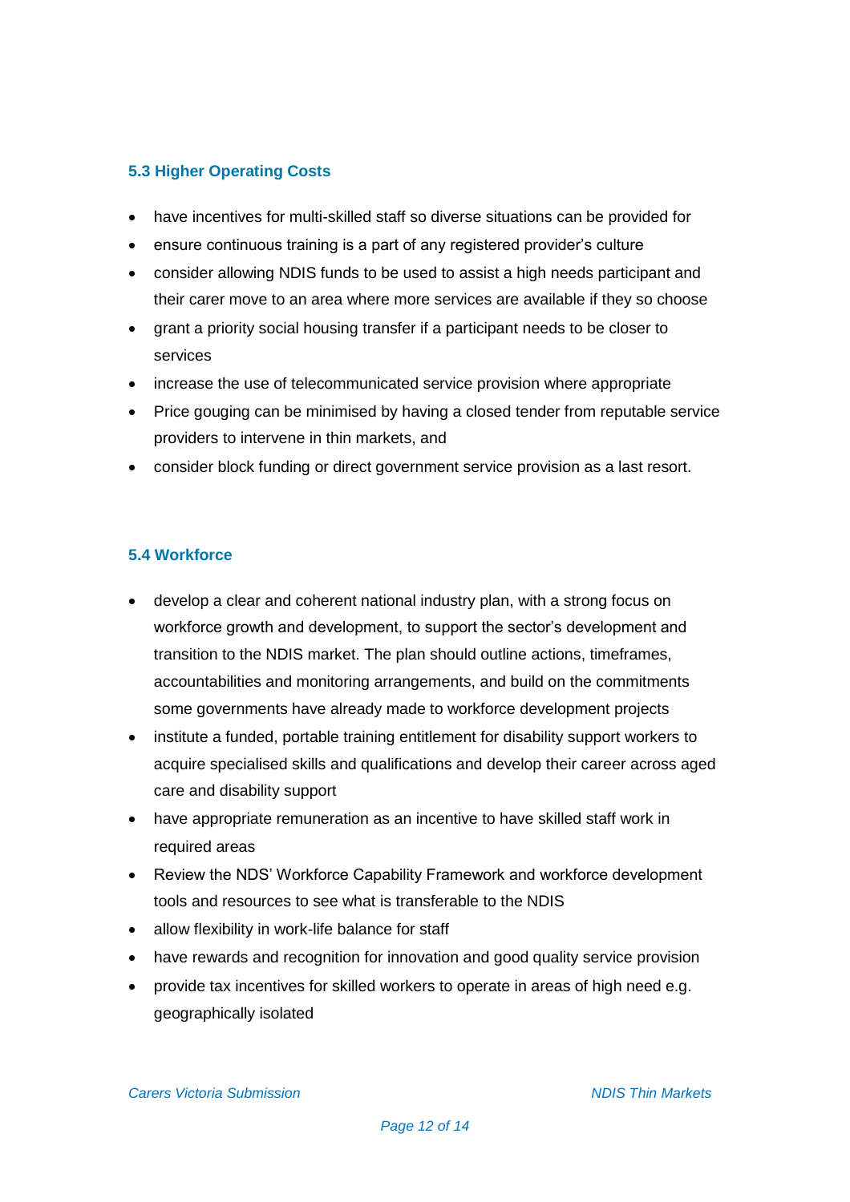### 5.3 Higher Operating Costs

- have incentives for multi-skilled staff so diverse situations can be provided for
- ensure continuous training is a part of any registered provider's culture
- consider allowing NDIS funds to be used to assist a high needs participant and their carer move to an area where more services are available if they so choose
- grant a priority social housing transfer if a participant needs to be closer to services
- increase the use of telecommunicated service provision where appropriate
- Price gouging can be minimised by having a closed tender from reputable service providers to intervene in thin markets, and
- consider block funding or direct government service provision as a last resort.

### 5.4 Workforce

- develop a clear and coherent national industry plan, with a strong focus on workforce growth and development, to support the sector's development and transition to the NDIS market. The plan should outline actions, timeframes, accountabilities and monitoring arrangements, and build on the commitments some governments have already made to workforce development projects
- institute a funded, portable training entitlement for disability support workers to acquire specialised skills and qualifications and develop their career across aged care and disability support
- have appropriate remuneration as an incentive to have skilled staff work in required areas
- Review the NDS' Workforce Capability Framework and workforce development tools and resources to see what is transferable to the NDIS
- allow flexibility in work-life balance for staff
- have rewards and recognition for innovation and good quality service provision
- provide tax incentives for skilled workers to operate in areas of high need e.g. geographically isolated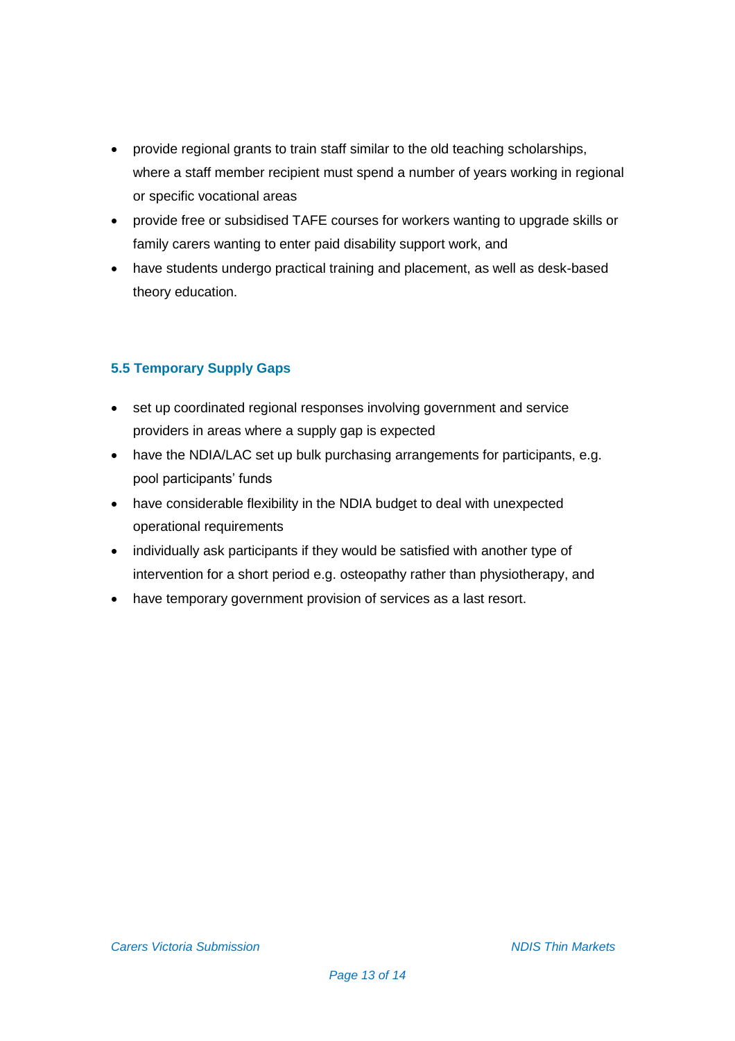- provide regional grants to train staff similar to the old teaching scholarships, where a staff member recipient must spend a number of years working in regional or specific vocational areas
- provide free or subsidised TAFE courses for workers wanting to upgrade skills or family carers wanting to enter paid disability support work, and
- have students undergo practical training and placement, as well as desk-based theory education.

### 5.5 Temporary Supply Gaps

- set up coordinated regional responses involving government and service providers in areas where a supply gap is expected
- have the NDIA/LAC set up bulk purchasing arrangements for participants, e.g. pool participants' funds
- have considerable flexibility in the NDIA budget to deal with unexpected operational requirements
- individually ask participants if they would be satisfied with another type of intervention for a short period e.g. osteopathy rather than physiotherapy, and
- have temporary government provision of services as a last resort.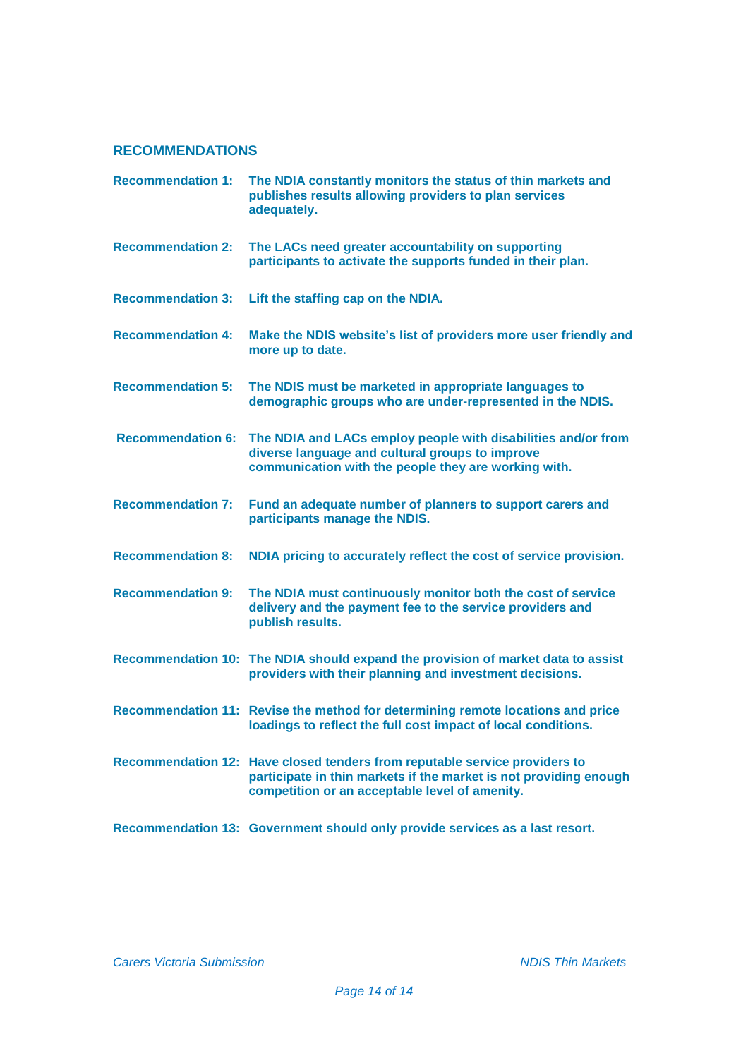## RECOMMENDATIONS

**Recommendation 1:** **The NDIA constantly monitors the status of thin markets and publishes results allowing providers to plan services adequately.**

**Recommendation 2:** **The LACs need greater accountability on supporting participants to activate the supports funded in their plan.**

**Recommendation 3:** **Lift the staffing cap on the NDIA.**

**Recommendation 4:** **Make the NDIS website's list of providers more user friendly and more up to date.**

**Recommendation 5:** **The NDIS must be marketed in appropriate languages to demographic groups who are under-represented in the NDIS.**

**Recommendation 6:** **The NDIA and LACs employ people with disabilities and/or from diverse language and cultural groups to improve communication with the people they are working with.**

**Recommendation 7:** **Fund an adequate number of planners to support carers and participants manage the NDIS.**

**Recommendation 8:** **NDIA pricing to accurately reflect the cost of service provision.**

**Recommendation 9:** **The NDIA must continuously monitor both the cost of service delivery and the payment fee to the service providers and publish results.**

**Recommendation 10:** **The NDIA should expand the provision of market data to assist providers with their planning and investment decisions.**

**Recommendation 11:** **Revise the method for determining remote locations and price loadings to reflect the full cost impact of local conditions.**

**Recommendation 12:** **Have closed tenders from reputable service providers to participate in thin markets if the market is not providing enough competition or an acceptable level of amenity.**

**Recommendation 13:** **Government should only provide services as a last resort.**